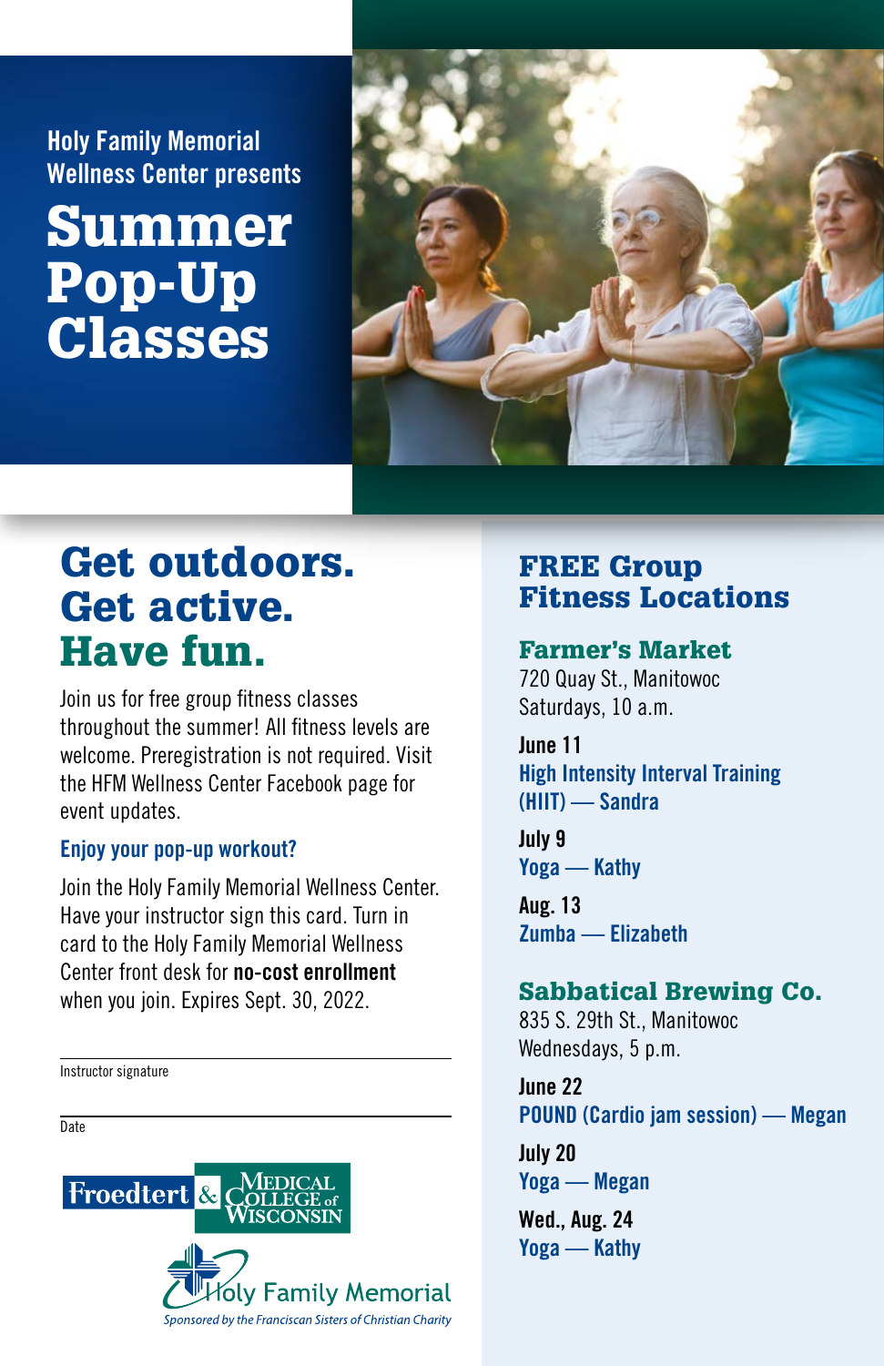Holy Family Memorial Wellness Center presents

# Summer Pop-Up Classes

## Get outdoors. Get active. Have fun.

Join us for free group fitness classes throughout the summer! All fitness levels are welcome. Preregistration is not required. Visit the HFM Wellness Center Facebook page for event updates.

### Enjoy your pop-up workout?

Join the Holy Family Memorial Wellness Center. Have your instructor sign this card. Turn in card to the Holy Family Memorial Wellness Center front desk for **no-cost enrollment** when you join. Expires Sept. 30, 2022.

Instructor signature

Date

Froedtert & Medical College of Wisconsin

Holy Family Memorial

*Sponsored by the Franciscan Sisters of Christian Charity*

## FREE Group Fitness Locations

### Farmer's Market

720 Quay St., Manitowoc
Saturdays, 10 a.m.

**June 11**
High Intensity Interval Training (HIIT) — Sandra

**July 9**
Yoga — Kathy

**Aug. 13**
Zumba — Elizabeth

### Sabbatical Brewing Co.

835 S. 29th St., Manitowoc
Wednesdays, 5 p.m.

**June 22**
POUND (Cardio jam session) — Megan

**July 20**
Yoga — Megan

**Wed., Aug. 24**
Yoga — Kathy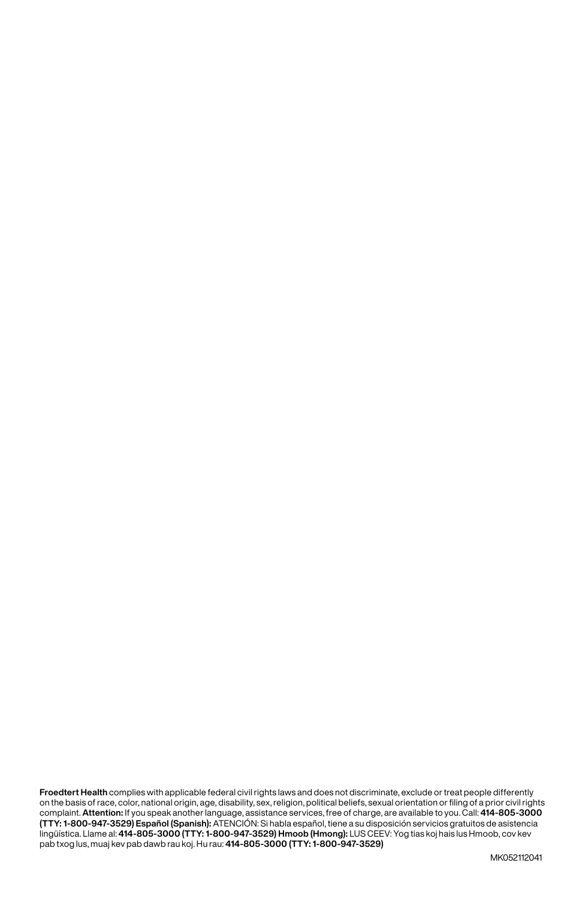**Froedtert Health** complies with applicable federal civil rights laws and does not discriminate, exclude or treat people differently on the basis of race, color, national origin, age, disability, sex, religion, political beliefs, sexual orientation or filing of a prior civil rights complaint. **Attention:** If you speak another language, assistance services, free of charge, are available to you. Call: **414-805-3000 (TTY: 1-800-947-3529) Español (Spanish):** ATENCIÓN: Si habla español, tiene a su disposición servicios gratuitos de asistencia lingüística. Llame al: **414-805-3000 (TTY: 1-800-947-3529) Hmoob (Hmong):** LUS CEEV: Yog tias koj hais lus Hmoob, cov kev pab txog lus, muaj kev pab dawb rau koj. Hu rau: **414-805-3000 (TTY: 1-800-947-3529)**

MK052112041